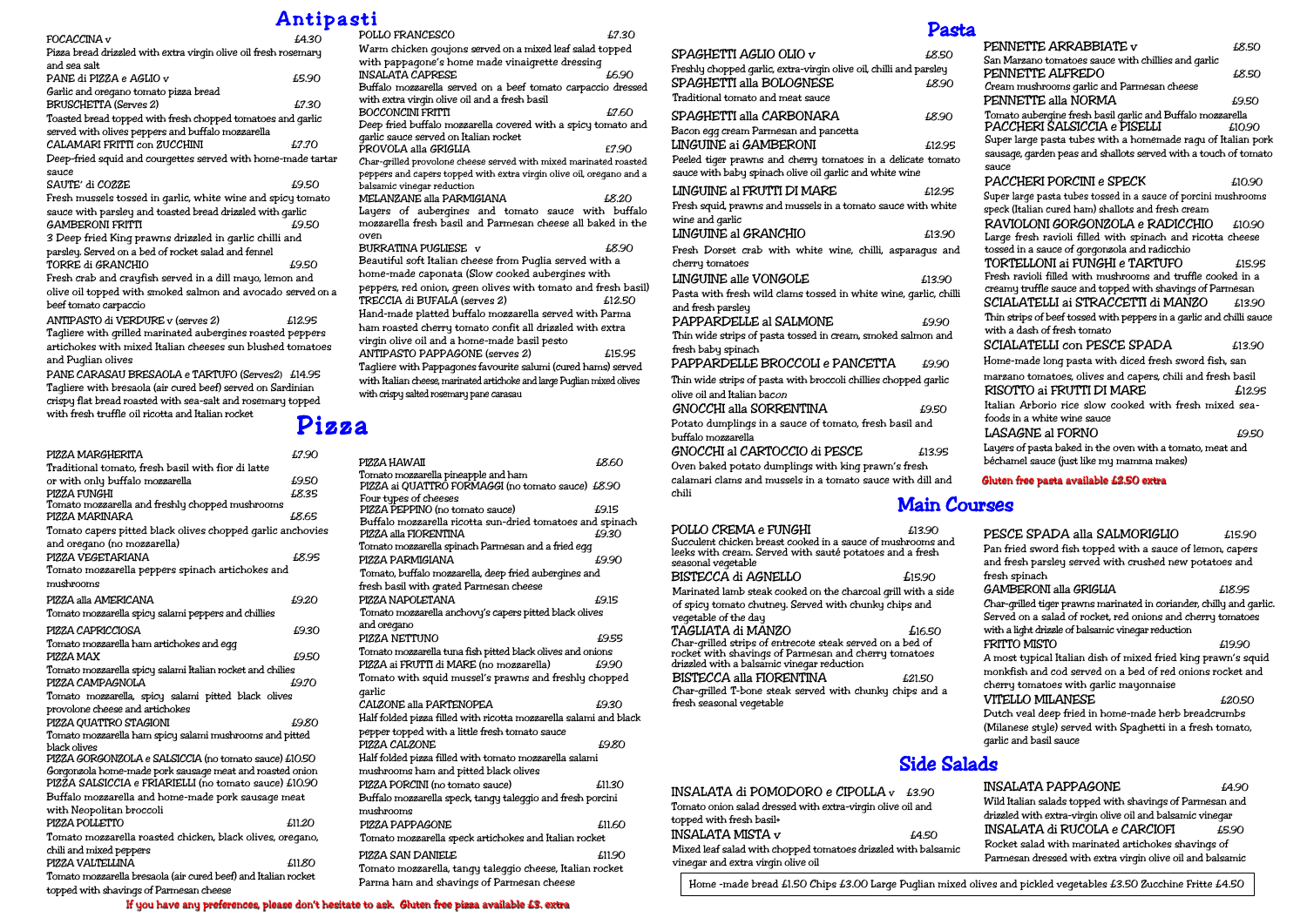# Antipasti

**FOCACCINA v** £4.30
Pizza bread drizzled with extra virgin olive oil fresh rosemary and sea salt

**PANE di PIZZA e AGLIO v** £5.90
Garlic and oregano tomato pizza bread

**BRUSCHETTA (Serves 2)** £7.30
Toasted bread topped with fresh chopped tomatoes and garlic served with olives peppers and buffalo mozzarella

**CALAMARI FRITTI con ZUCCHINI** £7.70
Deep-fried squid and courgettes served with home-made tartar sauce

**SAUTE' di COZZE** £9.50
Fresh mussels tossed in garlic, white wine and spicy tomato sauce with parsley and toasted bread drizzled with garlic

**GAMBERONI FRITTI** £9.50
3 Deep fried King prawns drizzled in garlic chilli and parsley. Served on a bed of rocket salad and fennel

**TORRE di GRANCHIO** £9.50
Fresh crab and crayfish served in a dill mayo, lemon and olive oil topped with smoked salmon and avocado served on a beef tomato carpaccio

**ANTIPASTO di VERDURE v (serves 2)** £12.95
Tagliere with grilled marinated aubergines roasted peppers artichokes with mixed Italian cheeses sun blushed tomatoes and Puglian olives

**PANE CARASAU BRESAOLA e TARTUFO (Serves2)** £14.95
Tagliere with bresaola (air cured beef) served on Sardinian crispy flat bread roasted with sea-salt and rosemary topped with fresh truffle oil ricotta and Italian rocket

**POLLO FRANCESCO** £7.30
Warm chicken goujons served on a mixed leaf salad topped with pappagone's home made vinaigrette dressing

**INSALATA CAPRESE** £6.90
Buffalo mozzarella served on a beef tomato carpaccio dressed with extra virgin olive oil and a fresh basil

**BOCCONCINI FRITI** £7.60
Deep fried buffalo mozzarella covered with a spicy tomato and garlic sauce served on Italian rocket

**PROVOLA alla GRIGLIA** £7.90
Char-grilled provolone cheese served with mixed marinated roasted peppers and capers topped with extra virgin olive oil, oregano and a balsamic vinegar reduction

**MELANZANE alla PARMIGIANA** £8.20
Layers of aubergines and tomato sauce with buffalo mozzarella fresh basil and Parmesan cheese all baked in the oven

**BURRATINA PUGLIESE v** £8.90
Beautiful soft Italian cheese from Puglia served with a home-made caponata (Slow cooked aubergines with peppers, red onion, green olives with tomato and fresh basil)

**TRECCIA di BUFALA (serves 2)** £12.50
Hand-made platted buffalo mozzarella served with Parma ham roasted cherry tomato confit all drizzled with extra virgin olive oil and a home-made basil pesto

**ANTIPASTO PAPPAGONE (serves 2)** £15.95
Tagliere with Pappagones favourite salumi (cured hams) served with Italian cheese, marinated artichoke and large Puglian mixed olives with crispy salted rosemary pane carasau

# Pizza

**PIZZA MARGHERITA** £7.90
Traditional tomato, fresh basil with fior di latte
or with only buffalo mozzarella £9.50

**PIZZA FUNGHI** £8.35
Tomato mozzarella and freshly chopped mushrooms

**PIZZA MARINARA** £8.65
Tomato capers pitted black olives chopped garlic anchovies and oregano (no mozzarella)

**PIZZA VEGETARIANA** £8.95
Tomato mozzarella peppers spinach artichokes and mushrooms

**PIZZA alla AMERICANA** £9.20
Tomato mozzarella spicy salami peppers and chillies

**PIZZA CAPRICCIOSA** £9.30
Tomato mozzarella ham artichokes and egg

**PIZZA MAX** £9.50
Tomato mozzarella spicy salami Italian rocket and chilies

**PIZZA CAMPAGNOLA** £9.70
Tomato mozzarella, spicy salami pitted black olives provolone cheese and artichokes

**PIZZA QUATTRO STAGIONI** £9.80
Tomato mozzarella ham spicy salami mushrooms and pitted black olives

**PIZZA GORGONZOLA e SALSICCIA (no tomato sauce)** £10.50
Gorgonzola home-made pork sausage meat and roasted onion

**PIZZA SALSICCIA e FRIARIELLI (no tomato sauce)** £10.90
Buffalo mozzarella and home-made pork sausage meat with Neopolitan broccoli

**PIZZA POLLETTO** £11.20
Tomato mozzarella roasted chicken, black olives, oregano, chili and mixed peppers

**PIZZA VALTELLINA** £11.80
Tomato mozzarella bresaola (air cured beef) and Italian rocket topped with shavings of Parmesan cheese

**PIZZA HAWAII** £8.60
Tomato mozzarella pineapple and ham

**PIZZA ai QUATTRO FORMAGGI (no tomato sauce)** £8.90
Four types of cheeses

**PIZZA PEPPINO (no tomato sauce)** £9.15
Buffalo mozzarella ricotta sun-dried tomatoes and spinach

**PIZZA alla FIORENTINA** £9.30
Tomato mozzarella spinach Parmesan and a fried egg

**PIZZA PARMIGIANA** £9.90
Tomato, buffalo mozzarella, deep fried aubergines and fresh basil with grated Parmesan cheese

**PIZZA NAPOLETANA** £9.15
Tomato mozzarella anchovy's capers pitted black olives and oregano

**PIZZA NETTUNO** £9.55
Tomato mozzarella tuna fish pitted black olives and onions

**PIZZA ai FRUTTI di MARE (no mozzarella)** £9.90
Tomato with squid mussel's prawns and freshly chopped garlic

**CALZONE alla PARTENOPEA** £9.30
Half folded pizza filled with ricotta mozzarella salami and black pepper topped with a little fresh tomato sauce

**PIZZA CALZONE** £9.80
Half folded pizza filled with tomato mozzarella salami mushrooms ham and pitted black olives

**PIZZA PORCINI (no tomato sauce)** £11.30
Buffalo mozzarella speck, tangy taleggio and fresh porcini mushrooms

**PIZZA PAPPAGONE** £11.60
Tomato mozzarella speck artichokes and Italian rocket

**PIZZA SAN DANIELE** £11.90
Tomato mozzarella, tangy taleggio cheese, Italian rocket Parma ham and shavings of Parmesan cheese

If you have any preferences, please don't hesitate to ask. Gluten free pizza available £3. extra

# Pasta

**SPAGHETTI AGLIO OLIO v** £8.50
Freshly chopped garlic, extra-virgin olive oil, chilli and parsley

**SPAGHETTI alla BOLOGNESE** £8.90
Traditional tomato and meat sauce

**SPAGHETTI alla CARBONARA** £8.90
Bacon egg cream Parmesan and pancetta

**LINGUINE ai GAMBERONI** £12.95
Peeled tiger prawns and cherry tomatoes in a delicate tomato sauce with baby spinach olive oil garlic and white wine

**LINGUINE al FRUTTI DI MARE** £12.95
Fresh squid, prawns and mussels in a tomato sauce with white wine and garlic

**LINGUINE al GRANCHIO** £13.90
Fresh Dorset crab with white wine, chilli, asparagus and cherry tomatoes

**LINGUINE alle VONGOLE** £13.90
Pasta with fresh wild clams tossed in white wine, garlic, chilli and fresh parsley

**PAPPARDELLE al SALMONE** £9.90
Thin wide strips of pasta tossed in cream, smoked salmon and fresh baby spinach

**PAPPARDELLE BROCCOLI e PANCETTA** £9.90
Thin wide strips of pasta with broccoli chillies chopped garlic olive oil and Italian bacon

**GNOCCHI alla SORRENTINA** £9.50
Potato dumplings in a sauce of tomato, fresh basil and buffalo mozzarella

**GNOCCHI al CARTOCCIO di PESCE** £13.95
Oven baked potato dumplings with king prawn's fresh calamari clams and mussels in a tomato sauce with dill and chili

**PENNETTE ARRABBIATE v** £8.50
San Marzano tomatoes sauce with chillies and garlic

**PENNETTE ALFREDO** £8.50
Cream mushrooms garlic and Parmesan cheese

**PENNETTE alla NORMA** £9.50
Tomato aubergine fresh basil garlic and Buffalo mozzarella

**PACCHERI SALSICCIA e PISELLI** £10.90
Super large pasta tubes with a homemade ragu of Italian pork sausage, garden peas and shallots served with a touch of tomato sauce

**PACCHERI PORCINI e SPECK** £10.90
Super large pasta tubes tossed in a sauce of porcini mushrooms speck (Italian cured ham) shallots and fresh cream

**RAVIOLONI GORGONZOLA e RADICCHIO** £10.90
Large fresh ravioli filled with spinach and ricotta cheese tossed in a sauce of gorgonzola and radicchio

**TORTELLONI ai FUNGHI e TARTUFO** £15.95
Fresh ravioli filled with mushrooms and truffle cooked in a creamy truffle sauce and topped with shavings of Parmesan

**SCIALATELLI ai STRACCETTI di MANZO** £13.90
Thin strips of beef tossed with peppers in a garlic and chilli sauce with a dash of fresh tomato

**SCIALATELLI con PESCE SPADA** £13.90
Home-made long pasta with diced fresh sword fish, san marzano tomatoes, olives and capers, chili and fresh basil

**RISOTTO ai FRUTTI DI MARE** £12.95
Italian Arborio rice slow cooked with fresh mixed sea-foods in a white wine sauce

**LASAGNE al FORNO** £9.50
Layers of pasta baked in the oven with a tomato, meat and béchamel sauce (just like my mamma makes)

Gluten free pasta available £2.50 extra

# Main Courses

**POLLO CREMA e FUNGHI** £13.90
Succulent chicken breast cooked in a sauce of mushrooms and leeks with cream. Served with sauté potatoes and a fresh seasonal vegetable

**BISTECCA di AGNELLO** £15.90
Marinated lamb steak cooked on the charcoal grill with a side of spicy tomato chutney. Served with chunky chips and vegetable of the day

**TAGLIATA di MANZO** £16.50
Char-grilled strips of entrecote steak served on a bed of rocket with shavings of Parmesan and cherry tomatoes drizzled with a balsamic vinegar reduction

**BISTECCA alla FIORENTINA** £21.50
Char-grilled T-bone steak served with chunky chips and a fresh seasonal vegetable

**PESCE SPADA alla SALMORIGLIO** £15.90
Pan fried sword fish topped with a sauce of lemon, capers and fresh parsley served with crushed new potatoes and fresh spinach

**GAMBERONI alla GRIGLIA** £18.95
Char-grilled tiger prawns marinated in coriander, chilly and garlic. Served on a salad of rocket, red onions and cherry tomatoes with a light drizzle of balsamic vinegar reduction

**FRITTO MISTO** £19.90
A most typical Italian dish of mixed fried king prawn's squid monkfish and cod served on a bed of red onions rocket and cherry tomatoes with garlic mayonnaise

**VITELLO MILANESE** £20.50
Dutch veal deep fried in home-made herb breadcrumbs (Milanese style) served with Spaghetti in a fresh tomato, garlic and basil sauce

# Side Salads

**INSALATA di POMODORO e CIPOLLA v** £3.90
Tomato onion salad dressed with extra-virgin olive oil and topped with fresh basil+

**INSALATA MISTA v** £4.50
Mixed leaf salad with chopped tomatoes drizzled with balsamic vinegar and extra virgin olive oil

**INSALATA PAPPAGONE** £4.90
Wild Italian salads topped with shavings of Parmesan and drizzled with extra-virgin olive oil and balsamic vinegar

**INSALATA di RUCOLA e CARCIOFI** £5.90
Rocket salad with marinated artichokes shavings of Parmesan dressed with extra virgin olive oil and balsamic

Home -made bread £1.50 Chips £3.00 Large Puglian mixed olives and pickled vegetables £3.50 Zucchine Fritte £4.50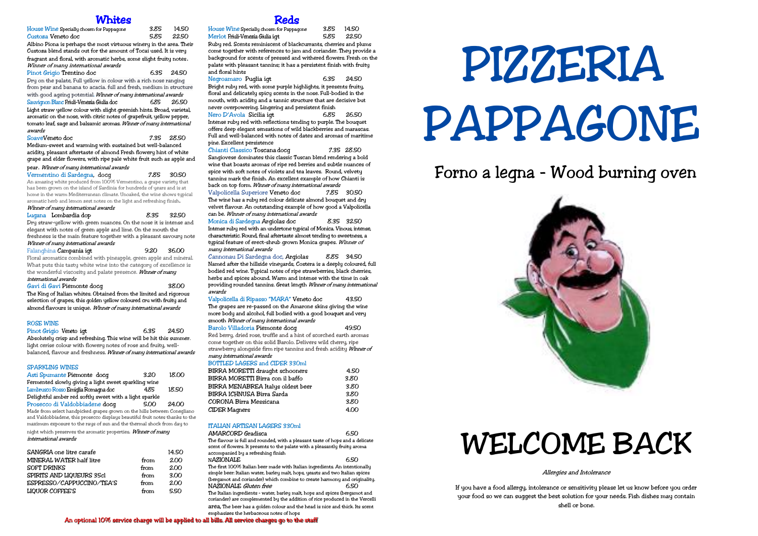## Whites

| | | |
|---|---|---|
| House Wine Specially chosen for Pappagone | 3.85 | 14.50 |
| Custoza Veneto doc | 5.85 | 22.50 |

Albino Piona is perhaps the most virtuous winery in the area. Their Custoza blend stands out for the amount of Tocai used. It is very fragrant and floral, with aromatic herbs, some slight fruity notes. *Winner of many international awards*

Pinot Grigio Trentino doc — 6.35 — 24.50

Dry on the palate, Full yellow in colour with a rich nose ranging from pear and banana to acacia. full and fresh, medium in structure with good ageing potential. *Winner of many international awards*

Sauvignon Blanc Friuli-Venezia Giulia doc — 6.85 — 26.50

Light straw yellow colour with slight greenish hints. Broad, varietal, aromatic on the nose, with citric notes of grapefruit, yellow pepper, tomato leaf, sage and balsamic aromas. *Winner of many international awards*

Soave Veneto doc — 7.35 — 28.50

Medium-sweet and warming with sustained but well-balanced acidity, pleasant aftertaste of almond Fresh flowery hint of white grape and elder flowers, with ripe pale white fruit such as apple and pear. *Winner of many international awards*

Vermentino di Sardegna, docg — 7.85 — 30.50

An amazing white produced from 100% Vermentino, a grape variety that has been grown on the island of Sardinia for hundreds of years and is at home in the warm Mediterranean climate. Unoaked, the wine shows typical aromatic herb and lemon zest notes on the light and refreshing finish. *Winner of many international awards*

Lugana Lombardia dop — 8.35 — 32.50

Dry straw-yellow with green nuances. On the nose it is intense and elegant with notes of green apple and lime. On the mouth the freshness is the main feature together with a pleasant savoury note *Winner of many international awards*

Falanghina Campania igt — 9.20 — 36.00

Floral aromatics combined with pineapple, green apple and mineral. What puts this tasty white wine into the category of excellence is the wonderful viscosity and palate presence. *Winner of many international awards*

Gavi di Gavi Piemonte docg — 38.00

The King of Italian whites. Obtained from the limited and rigorous selection of grapes, this golden yellow coloured cru with fruity and almond flavours is unique. *Winner of many international awards*

### ROSE WINE

Pinot Grigio Veneto igt — 6.35 — 24.50

Absolutely crisp and refreshing. This wine will be hit this summer. light cerise colour with flowery notes of rose and fruity, well-balanced, flavour and freshness. *Winner of many international awards*

### SPARKLING WINES

Asti Spumante Piemonte docg — 3.20 — 18.00

Fermented slowly giving a light sweet sparkling wine

Lambrusco Rosso Emiglia Romagna doc — 4.85 — 18.50

Delightful amber red softly sweet with a light sparkle

Prosecco di Valdobbiadene docg — 5.00 — 24.00

Made from select handpicked grapes grown on the hills between Conegliano and Valdobbiadene, this prosecco displays beautiful fruit notes thanks to the maximum exposure to the rays of sun and the thermal shock from day to night which preserves the aromatic properties. *Winner of many international awards*

| | | |
|---|---|---|
| SANGRIA one litre carafe | | 14.50 |
| MINERAL WATER half litre | from | 2.00 |
| SOFT DRINKS | from | 2.00 |
| SPIRITS AND LIQUEURS 35cl | from | 3.00 |
| ESPRESSO/CAPPUCCINO/TEA'S | from | 2.00 |
| LIQUOR COFFEE'S | from | 5.50 |

## Reds

| | | |
|---|---|---|
| House Wine Specially chosen for Pappagone | 3.85 | 14.50 |
| Merlot Friuli-Venezia Giulia igt | 5.85 | 22.50 |

Ruby red. Scents reminiscent of blackcurrants, cherries and plums come together with references to jam and coriander. They provide a background for scents of pressed and withered flowers. Fresh on the palate with pleasant tannins; it has a persistent finish with fruity and floral hints

Negroamaro Puglia igt — 6.35 — 24.50

Bright ruby red, with some purple highlights, it presents fruity, floral and delicately spicy scents in the nose. Full-bodied in the mouth, with acidity and a tannic structure that are decisive but never overpowering. Lingering and persistent finish

Nero D'Avola Sicilia igt — 6.85 — 26.50

Intense ruby red with reflections tending to purple. The bouquet offers deep elegant sensations of wild blackberries and marascas. Full and well-balanced with notes of dates and aromas of maritime pine. Excellent persistence

Chianti Classico Toscana docg — 7.35 — 28.50

Sangiovese dominates this classic Tuscan blend rendering a bold wine that boasts aromas of ripe red berries and subtle nuances of spice with soft notes of violets and tea leaves. Round, velvety tannins mark the finish. An excellent example of how Chianti is back on top form. *Winner of many international awards*

Valpolicella Superiore Veneto doc — 7.85 — 30.50

The wine has a ruby red colour delicate almond bouquet and dry velvet flavour. An outstanding example of how good a Valpolicella can be. *Winner of many international awards*

Monica di Sardegna Argiolas doc — 8.35 — 32.50

Intense ruby red with an undertone typical of Monica. Vinous, intense, characteristic. Round, final aftertaste almost tending to sweetness, a typical feature of erect-shrub grown Monica grapes. *Winner of many international awards*

Cannonau Di Sardegna doc, Argiolas — 8.85 — 34.50

Named after the hillside vineyards, Costera is a deeply coloured, full bodied red wine. Typical notes of ripe strawberries, black cherries, herbs and spices abound. Warm and intense with the time in oak providing rounded tannins. Great length *Winner of many international awards*

Valpolicella di Ripasso "MARA" Veneto doc — 43.50

The grapes are re-passed on the Amarone skins giving the wine more body and alcohol, full bodied with a good bouquet and very smooth *Winner of many international awards*

Barolo Villadoria Piemonte docg — 49.50

Red berry, dried rose, truffle and a hint of scorched earth aromas come together on this solid Barolo. Delivers wild cherry, ripe strawberry alongside firm ripe tannins and fresh acidity *Winner of many international awards*

### BOTTLED LAGERS and CIDER 330ml

| | |
|---|---|
| BIRRA MORETTI draught schooners | 4.50 |
| BIRRA MORETTI Birra con il baffo | 3.80 |
| BIRRA MENABREA Italys oldest beer | 3.80 |
| BIRRA ICHNUSA Birra Sarda | 3.80 |
| CORONA Birra Messicana | 3.80 |
| CIDER Magners | 4.00 |

### ITALIAN ARTISAN LAGERS 330ml

AMARCORD Gradisca — 6.50

The flavour is full and rounded, with a pleasant taste of hops and a delicate scent of flowers. It presents to the palate with a pleasantly fruity aroma accompanied by a refreshing finish

NAZIONALE — 6.50

The first 100% Italian beer made with Italian ingredients. An intentionally simple beer: Italian water, barley malt, hops, yeasts and two Italian spices (bergamot and coriander) which combine to create harmony and originality.

NAZIONALE *Gluten free* — 6.50

The Italian ingredients - water, barley malt, hops and spices (bergamot and coriander) are complemented by the addition of rice produced in the Vercelli area, The beer has a golden colour and the head is nice and thick. Its scent emphasizes the herbaceous notes of hops

**An optional 10% service charge will be applied to all bills. All service charges go to the staff**

# PIZZERIA PAPPAGONE

## Forno a legna - Wood burning oven

# WELCOME BACK

*Allergies and Intolerance*

If you have a food allergy, intolerance or sensitivity please let us know before you order your food so we can suggest the best solution for your needs. Fish dishes may contain shell or bone.